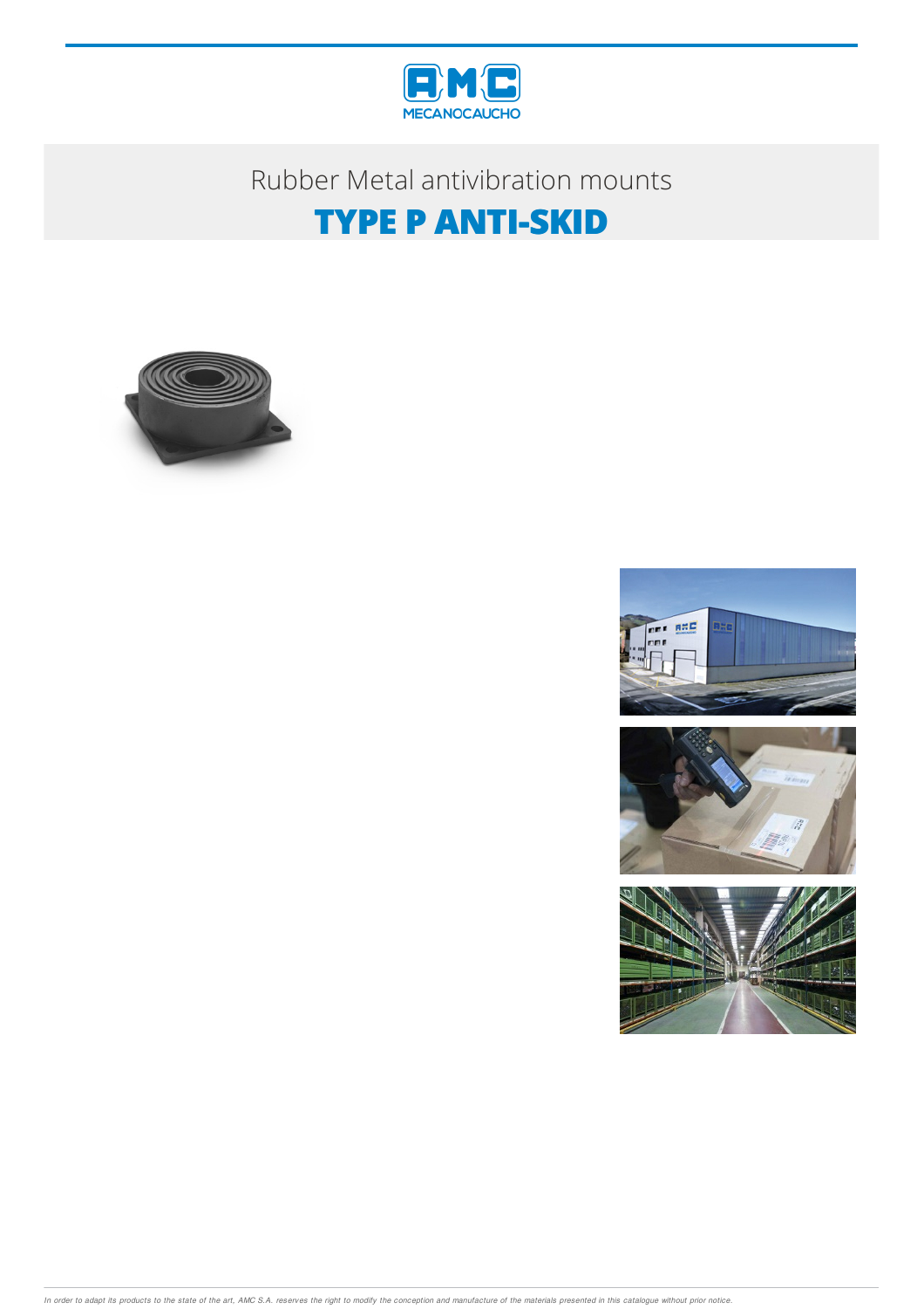Rubber Metal antivibration mounts

# TYPE P ANTI-SKID

*In order to adapt its products to the state of the art, AMC S.A. reserves the right to modify the conception and manufacture of the materials presented in this catalogue without prior notice.*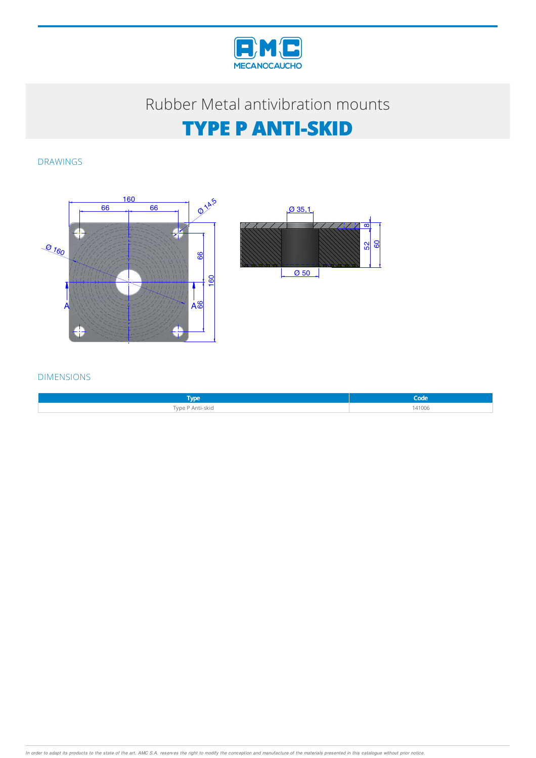# Rubber Metal antivibration mounts

## TYPE P ANTI-SKID

### DRAWINGS

### DIMENSIONS

| Type | Code |
|---|---|
| Type P Anti-skid | 141006 |

*In order to adapt its products to the state of the art, AMC S.A. reserves the right to modify the conception and manufacture of the materials presented in this catalogue without prior notice.*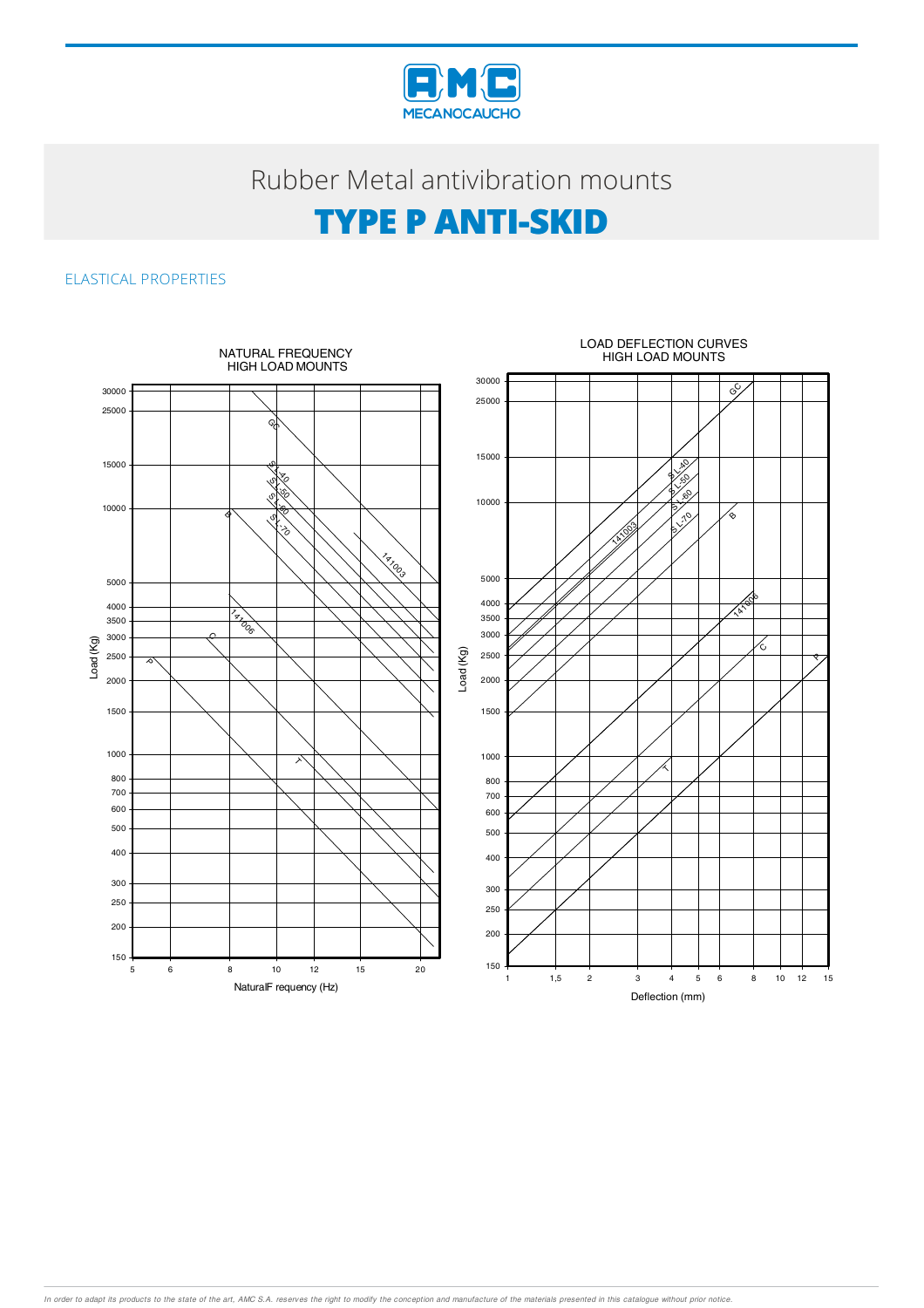MECANOCAUCHO

Rubber Metal antivibration mounts

# TYPE P ANTI-SKID

## ELASTICAL PROPERTIES

NATURAL FREQUENCY
HIGH LOAD MOUNTS

Load (Kg)

30000
25000
15000
10000
5000
4000
3500
3000
2500
2000
1500
1000
800
700
600
500
400
300
250
200
150

5
6
8
10
12
15
20

NaturalF requency (Hz)

GC
S L-40
S L-50
S L-60
S L-70
B
141003
141006
C
P
T

LOAD DEFLECTION CURVES
HIGH LOAD MOUNTS

Load (Kg)

30000
25000
15000
10000
5000
4000
3500
3000
2500
2000
1500
1000
800
700
600
500
400
300
250
200
150

1
1,5
2
3
4
5
6
8
10
12
15

Deflection (mm)

GC
S L-40
S L-50
S L-60
S L-70
141003
B
141006
C
P
T

*In order to adapt its products to the state of the art, AMC S.A. reserves the right to modify the conception and manufacture of the materials presented in this catalogue without prior notice.*